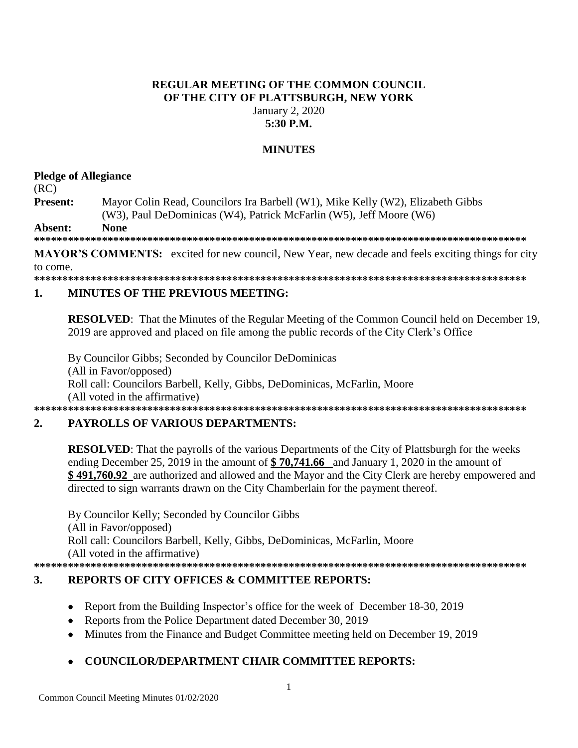**REGULAR MEETING OF THE COMMON COUNCIL**
**OF THE CITY OF PLATTSBURGH, NEW YORK**
January 2, 2020
**5:30 P.M.**

**MINUTES**

**Pledge of Allegiance**

(RC)

**Present:** Mayor Colin Read, Councilors Ira Barbell (W1), Mike Kelly (W2), Elizabeth Gibbs (W3), Paul DeDominicas (W4), Patrick McFarlin (W5), Jeff Moore (W6)

**Absent: None**

**\*\*\*\*\*\*\*\*\*\*\*\*\*\*\*\*\*\*\*\*\*\*\*\*\*\*\*\*\*\*\*\*\*\*\*\*\*\*\*\*\*\*\*\*\*\*\*\*\*\*\*\*\*\*\*\*\*\*\*\*\*\*\*\*\*\*\*\*\*\*\*\*\*\*\*\*\*\*\*\*\*\*\*\*\***

**MAYOR'S COMMENTS:** excited for new council, New Year, new decade and feels exciting things for city to come.

**\*\*\*\*\*\*\*\*\*\*\*\*\*\*\*\*\*\*\*\*\*\*\*\*\*\*\*\*\*\*\*\*\*\*\*\*\*\*\*\*\*\*\*\*\*\*\*\*\*\*\*\*\*\*\*\*\*\*\*\*\*\*\*\*\*\*\*\*\*\*\*\*\*\*\*\*\*\*\*\*\*\*\*\*\***

## 1. MINUTES OF THE PREVIOUS MEETING:

**RESOLVED**: That the Minutes of the Regular Meeting of the Common Council held on December 19, 2019 are approved and placed on file among the public records of the City Clerk's Office

By Councilor Gibbs; Seconded by Councilor DeDominicas
(All in Favor/opposed)
Roll call: Councilors Barbell, Kelly, Gibbs, DeDominicas, McFarlin, Moore
(All voted in the affirmative)

**\*\*\*\*\*\*\*\*\*\*\*\*\*\*\*\*\*\*\*\*\*\*\*\*\*\*\*\*\*\*\*\*\*\*\*\*\*\*\*\*\*\*\*\*\*\*\*\*\*\*\*\*\*\*\*\*\*\*\*\*\*\*\*\*\*\*\*\*\*\*\*\*\*\*\*\*\*\*\*\*\*\*\*\*\***

## 2. PAYROLLS OF VARIOUS DEPARTMENTS:

**RESOLVED**: That the payrolls of the various Departments of the City of Plattsburgh for the weeks ending December 25, 2019 in the amount of **$ 70,741.66** and January 1, 2020 in the amount of **$ 491,760.92** are authorized and allowed and the Mayor and the City Clerk are hereby empowered and directed to sign warrants drawn on the City Chamberlain for the payment thereof.

By Councilor Kelly; Seconded by Councilor Gibbs
(All in Favor/opposed)
Roll call: Councilors Barbell, Kelly, Gibbs, DeDominicas, McFarlin, Moore
(All voted in the affirmative)

**\*\*\*\*\*\*\*\*\*\*\*\*\*\*\*\*\*\*\*\*\*\*\*\*\*\*\*\*\*\*\*\*\*\*\*\*\*\*\*\*\*\*\*\*\*\*\*\*\*\*\*\*\*\*\*\*\*\*\*\*\*\*\*\*\*\*\*\*\*\*\*\*\*\*\*\*\*\*\*\*\*\*\*\*\***

## 3. REPORTS OF CITY OFFICES & COMMITTEE REPORTS:

- Report from the Building Inspector's office for the week of December 18-30, 2019
- Reports from the Police Department dated December 30, 2019
- Minutes from the Finance and Budget Committee meeting held on December 19, 2019

- **COUNCILOR/DEPARTMENT CHAIR COMMITTEE REPORTS:**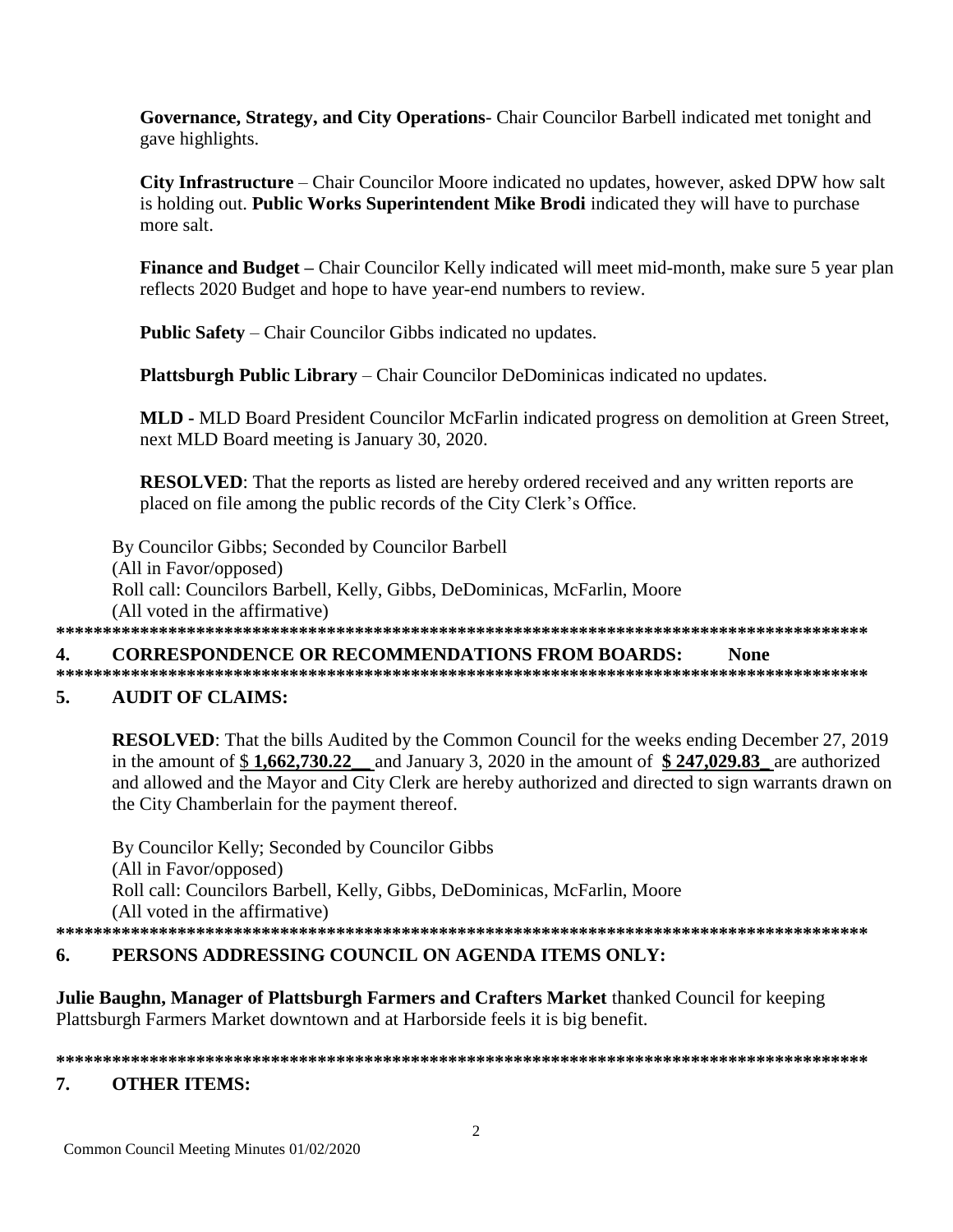**Governance, Strategy, and City Operations**- Chair Councilor Barbell indicated met tonight and gave highlights.

**City Infrastructure** – Chair Councilor Moore indicated no updates, however, asked DPW how salt is holding out. **Public Works Superintendent Mike Brodi** indicated they will have to purchase more salt.

**Finance and Budget –** Chair Councilor Kelly indicated will meet mid-month, make sure 5 year plan reflects 2020 Budget and hope to have year-end numbers to review.

**Public Safety** – Chair Councilor Gibbs indicated no updates.

**Plattsburgh Public Library** – Chair Councilor DeDominicas indicated no updates.

**MLD -** MLD Board President Councilor McFarlin indicated progress on demolition at Green Street, next MLD Board meeting is January 30, 2020.

**RESOLVED**: That the reports as listed are hereby ordered received and any written reports are placed on file among the public records of the City Clerk's Office.

By Councilor Gibbs; Seconded by Councilor Barbell
(All in Favor/opposed)
Roll call: Councilors Barbell, Kelly, Gibbs, DeDominicas, McFarlin, Moore
(All voted in the affirmative)

**\*\*\*\*\*\*\*\*\*\*\*\*\*\*\*\*\*\*\*\*\*\*\*\*\*\*\*\*\*\*\*\*\*\*\*\*\*\*\*\*\*\*\*\*\*\*\*\*\*\*\*\*\*\*\*\*\*\*\*\*\*\*\*\*\*\*\*\*\*\*\*\*\*\*\*\*\*\*\*\*\*\*\*\*\*\*\*\***

**4. CORRESPONDENCE OR RECOMMENDATIONS FROM BOARDS: None**

**\*\*\*\*\*\*\*\*\*\*\*\*\*\*\*\*\*\*\*\*\*\*\*\*\*\*\*\*\*\*\*\*\*\*\*\*\*\*\*\*\*\*\*\*\*\*\*\*\*\*\*\*\*\*\*\*\*\*\*\*\*\*\*\*\*\*\*\*\*\*\*\*\*\*\*\*\*\*\*\*\*\*\*\*\*\*\*\***

**5. AUDIT OF CLAIMS:**

**RESOLVED**: That the bills Audited by the Common Council for the weeks ending December 27, 2019 in the amount of $ **1,662,730.22__** and January 3, 2020 in the amount of **$ 247,029.83_** are authorized and allowed and the Mayor and City Clerk are hereby authorized and directed to sign warrants drawn on the City Chamberlain for the payment thereof.

By Councilor Kelly; Seconded by Councilor Gibbs
(All in Favor/opposed)
Roll call: Councilors Barbell, Kelly, Gibbs, DeDominicas, McFarlin, Moore
(All voted in the affirmative)

**\*\*\*\*\*\*\*\*\*\*\*\*\*\*\*\*\*\*\*\*\*\*\*\*\*\*\*\*\*\*\*\*\*\*\*\*\*\*\*\*\*\*\*\*\*\*\*\*\*\*\*\*\*\*\*\*\*\*\*\*\*\*\*\*\*\*\*\*\*\*\*\*\*\*\*\*\*\*\*\*\*\*\*\*\*\*\*\***

**6. PERSONS ADDRESSING COUNCIL ON AGENDA ITEMS ONLY:**

**Julie Baughn, Manager of Plattsburgh Farmers and Crafters Market** thanked Council for keeping Plattsburgh Farmers Market downtown and at Harborside feels it is big benefit.

**\*\*\*\*\*\*\*\*\*\*\*\*\*\*\*\*\*\*\*\*\*\*\*\*\*\*\*\*\*\*\*\*\*\*\*\*\*\*\*\*\*\*\*\*\*\*\*\*\*\*\*\*\*\*\*\*\*\*\*\*\*\*\*\*\*\*\*\*\*\*\*\*\*\*\*\*\*\*\*\*\*\*\*\*\*\*\*\***

**7. OTHER ITEMS:**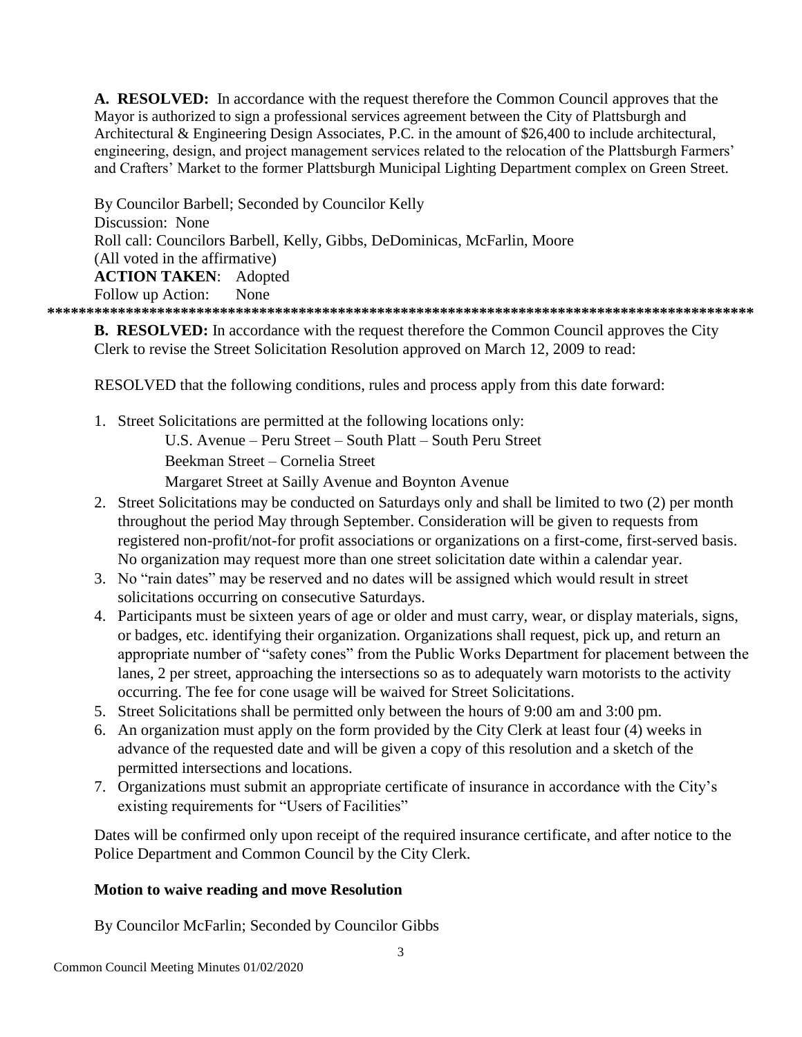**A. RESOLVED:** In accordance with the request therefore the Common Council approves that the Mayor is authorized to sign a professional services agreement between the City of Plattsburgh and Architectural & Engineering Design Associates, P.C. in the amount of $26,400 to include architectural, engineering, design, and project management services related to the relocation of the Plattsburgh Farmers' and Crafters' Market to the former Plattsburgh Municipal Lighting Department complex on Green Street.

By Councilor Barbell; Seconded by Councilor Kelly
Discussion: None
Roll call: Councilors Barbell, Kelly, Gibbs, DeDominicas, McFarlin, Moore
(All voted in the affirmative)
**ACTION TAKEN**: Adopted
Follow up Action: None

*******************************************************************************************

**B. RESOLVED:** In accordance with the request therefore the Common Council approves the City Clerk to revise the Street Solicitation Resolution approved on March 12, 2009 to read:

RESOLVED that the following conditions, rules and process apply from this date forward:

1. Street Solicitations are permitted at the following locations only:
   U.S. Avenue – Peru Street – South Platt – South Peru Street
   Beekman Street – Cornelia Street
   Margaret Street at Sailly Avenue and Boynton Avenue
2. Street Solicitations may be conducted on Saturdays only and shall be limited to two (2) per month throughout the period May through September. Consideration will be given to requests from registered non-profit/not-for profit associations or organizations on a first-come, first-served basis. No organization may request more than one street solicitation date within a calendar year.
3. No "rain dates" may be reserved and no dates will be assigned which would result in street solicitations occurring on consecutive Saturdays.
4. Participants must be sixteen years of age or older and must carry, wear, or display materials, signs, or badges, etc. identifying their organization. Organizations shall request, pick up, and return an appropriate number of "safety cones" from the Public Works Department for placement between the lanes, 2 per street, approaching the intersections so as to adequately warn motorists to the activity occurring. The fee for cone usage will be waived for Street Solicitations.
5. Street Solicitations shall be permitted only between the hours of 9:00 am and 3:00 pm.
6. An organization must apply on the form provided by the City Clerk at least four (4) weeks in advance of the requested date and will be given a copy of this resolution and a sketch of the permitted intersections and locations.
7. Organizations must submit an appropriate certificate of insurance in accordance with the City's existing requirements for "Users of Facilities"

Dates will be confirmed only upon receipt of the required insurance certificate, and after notice to the Police Department and Common Council by the City Clerk.

**Motion to waive reading and move Resolution**

By Councilor McFarlin; Seconded by Councilor Gibbs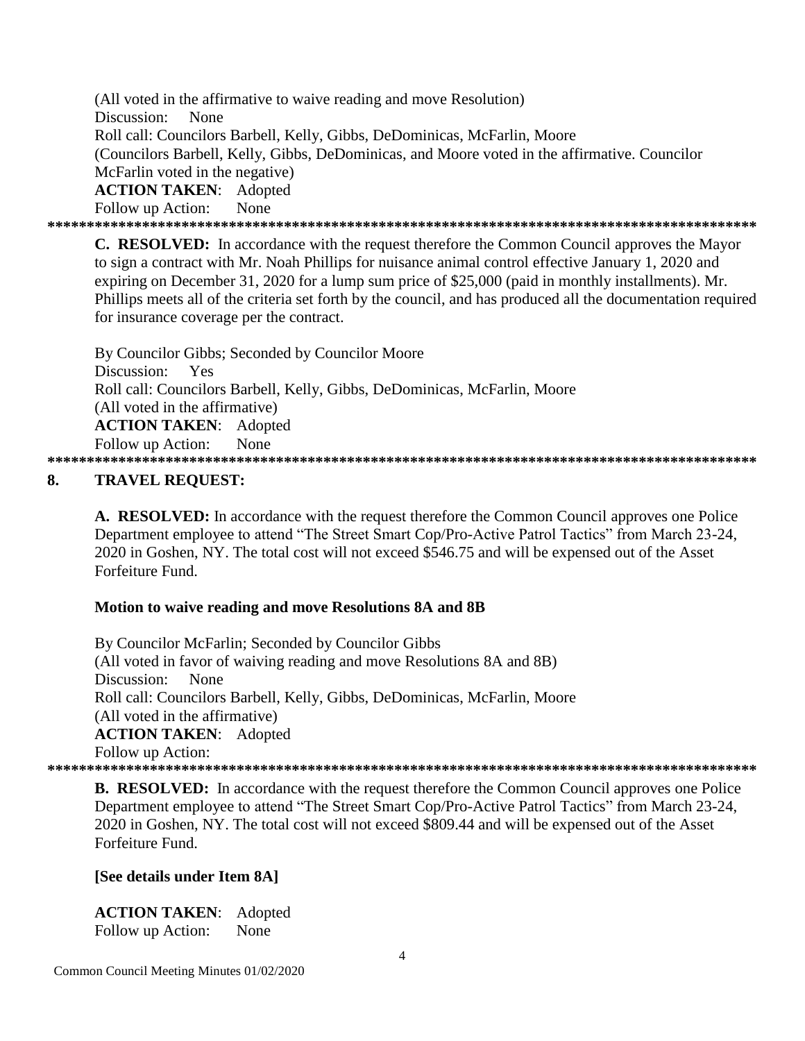(All voted in the affirmative to waive reading and move Resolution)
Discussion: None
Roll call: Councilors Barbell, Kelly, Gibbs, DeDominicas, McFarlin, Moore
(Councilors Barbell, Kelly, Gibbs, DeDominicas, and Moore voted in the affirmative. Councilor McFarlin voted in the negative)
**ACTION TAKEN**: Adopted
Follow up Action: None

******************************************************************************************

**C. RESOLVED:** In accordance with the request therefore the Common Council approves the Mayor to sign a contract with Mr. Noah Phillips for nuisance animal control effective January 1, 2020 and expiring on December 31, 2020 for a lump sum price of $25,000 (paid in monthly installments). Mr. Phillips meets all of the criteria set forth by the council, and has produced all the documentation required for insurance coverage per the contract.

By Councilor Gibbs; Seconded by Councilor Moore
Discussion: Yes
Roll call: Councilors Barbell, Kelly, Gibbs, DeDominicas, McFarlin, Moore
(All voted in the affirmative)
**ACTION TAKEN**: Adopted
Follow up Action: None

******************************************************************************************

## 8. TRAVEL REQUEST:

**A. RESOLVED:** In accordance with the request therefore the Common Council approves one Police Department employee to attend "The Street Smart Cop/Pro-Active Patrol Tactics" from March 23-24, 2020 in Goshen, NY. The total cost will not exceed $546.75 and will be expensed out of the Asset Forfeiture Fund.

**Motion to waive reading and move Resolutions 8A and 8B**

By Councilor McFarlin; Seconded by Councilor Gibbs
(All voted in favor of waiving reading and move Resolutions 8A and 8B)
Discussion: None
Roll call: Councilors Barbell, Kelly, Gibbs, DeDominicas, McFarlin, Moore
(All voted in the affirmative)
**ACTION TAKEN**: Adopted
Follow up Action:

******************************************************************************************

**B. RESOLVED:** In accordance with the request therefore the Common Council approves one Police Department employee to attend "The Street Smart Cop/Pro-Active Patrol Tactics" from March 23-24, 2020 in Goshen, NY. The total cost will not exceed $809.44 and will be expensed out of the Asset Forfeiture Fund.

**[See details under Item 8A]**

**ACTION TAKEN**: Adopted
Follow up Action: None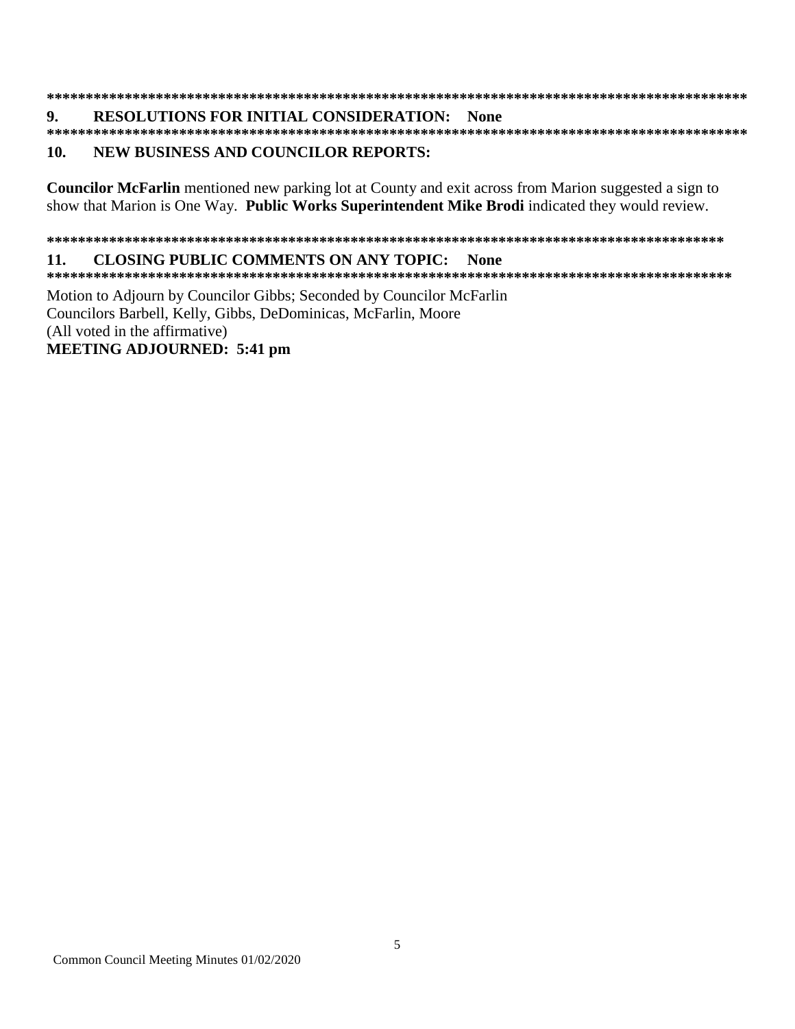****************************************************************************************************

**9. RESOLUTIONS FOR INITIAL CONSIDERATION: None**

****************************************************************************************************

**10. NEW BUSINESS AND COUNCILOR REPORTS:**

**Councilor McFarlin** mentioned new parking lot at County and exit across from Marion suggested a sign to show that Marion is One Way. **Public Works Superintendent Mike Brodi** indicated they would review.

****************************************************************************************************

**11. CLOSING PUBLIC COMMENTS ON ANY TOPIC: None**

****************************************************************************************************

Motion to Adjourn by Councilor Gibbs; Seconded by Councilor McFarlin
Councilors Barbell, Kelly, Gibbs, DeDominicas, McFarlin, Moore
(All voted in the affirmative)
**MEETING ADJOURNED: 5:41 pm**